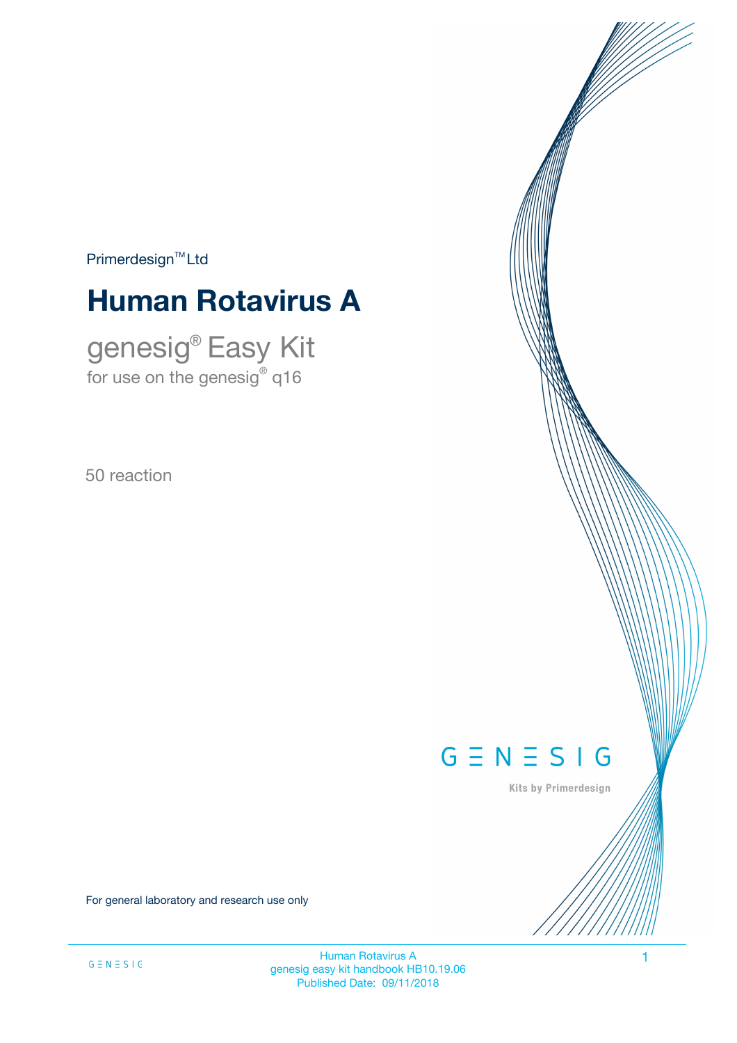Primerdesign™ Ltd

# Human Rotavirus A

## genesig® Easy Kit

for use on the genesig® q16

50 reaction

For general laboratory and research use only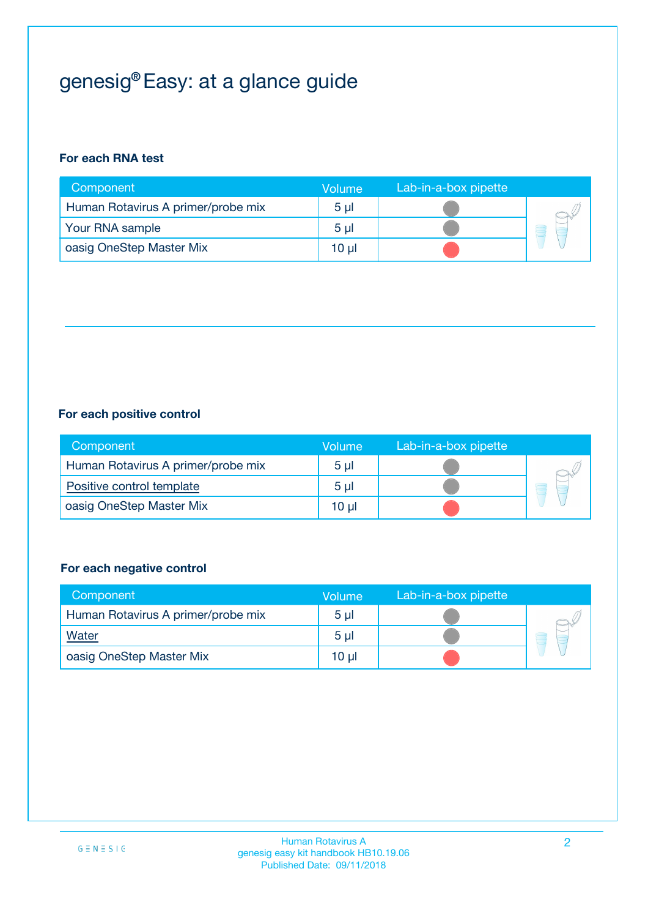# genesig® Easy: at a glance guide

**For each RNA test**

| Component | Volume | Lab-in-a-box pipette |
|---|---|---|
| Human Rotavirus A primer/probe mix | 5 µl | |
| Your RNA sample | 5 µl | |
| oasig OneStep Master Mix | 10 µl | |

**For each positive control**

| Component | Volume | Lab-in-a-box pipette |
|---|---|---|
| Human Rotavirus A primer/probe mix | 5 µl | |
| Positive control template | 5 µl | |
| oasig OneStep Master Mix | 10 µl | |

**For each negative control**

| Component | Volume | Lab-in-a-box pipette |
|---|---|---|
| Human Rotavirus A primer/probe mix | 5 µl | |
| Water | 5 µl | |
| oasig OneStep Master Mix | 10 µl | |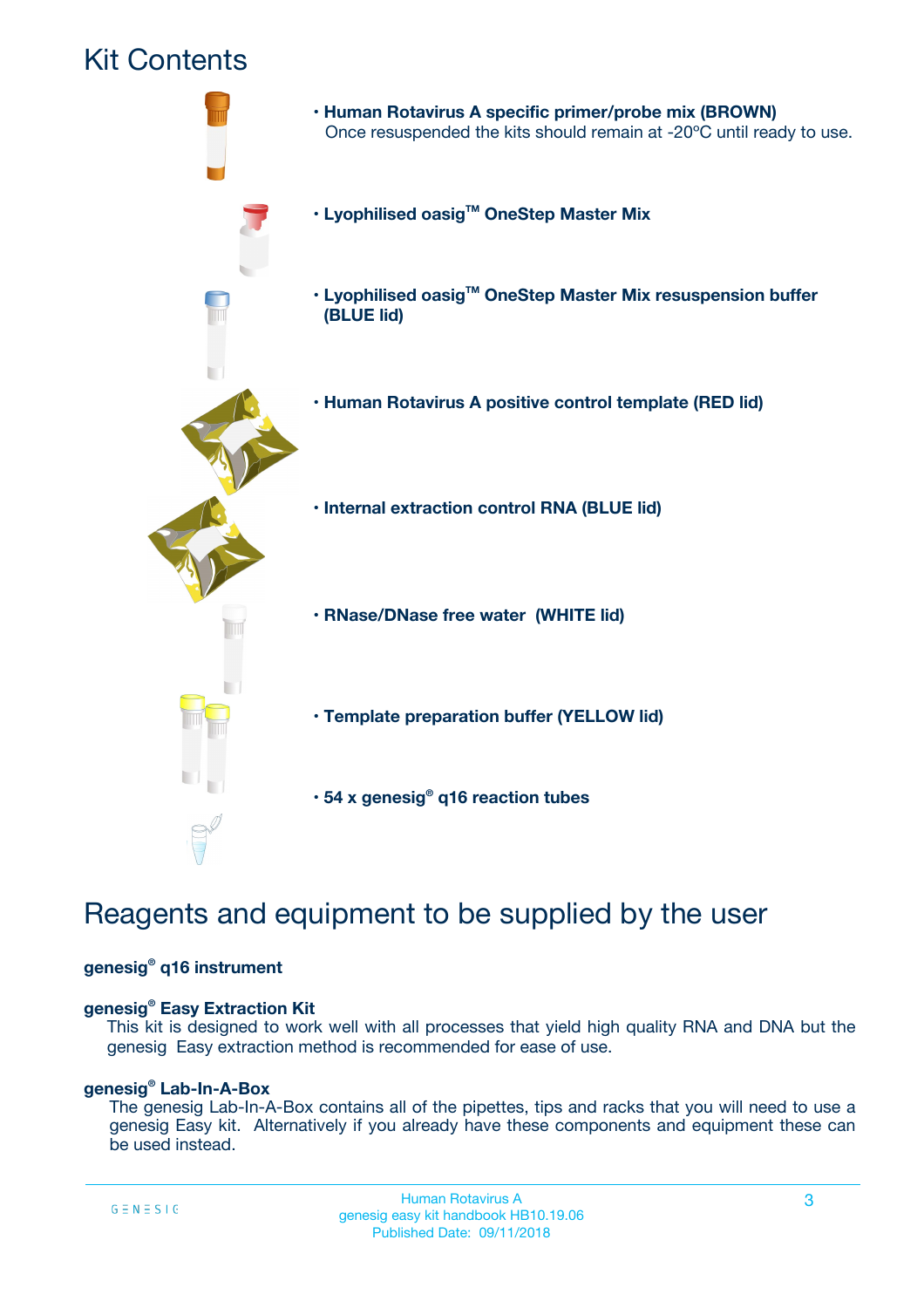## Kit Contents

- **Human Rotavirus A specific primer/probe mix (BROWN)**
  Once resuspended the kits should remain at -20ºC until ready to use.
- **Lyophilised oasig™ OneStep Master Mix**
- **Lyophilised oasig™ OneStep Master Mix resuspension buffer (BLUE lid)**
- **Human Rotavirus A positive control template (RED lid)**
- **Internal extraction control RNA (BLUE lid)**
- **RNase/DNase free water (WHITE lid)**
- **Template preparation buffer (YELLOW lid)**
- **54 x genesig® q16 reaction tubes**

## Reagents and equipment to be supplied by the user

**genesig® q16 instrument**

**genesig® Easy Extraction Kit**
This kit is designed to work well with all processes that yield high quality RNA and DNA but the genesig Easy extraction method is recommended for ease of use.

**genesig® Lab-In-A-Box**
The genesig Lab-In-A-Box contains all of the pipettes, tips and racks that you will need to use a genesig Easy kit. Alternatively if you already have these components and equipment these can be used instead.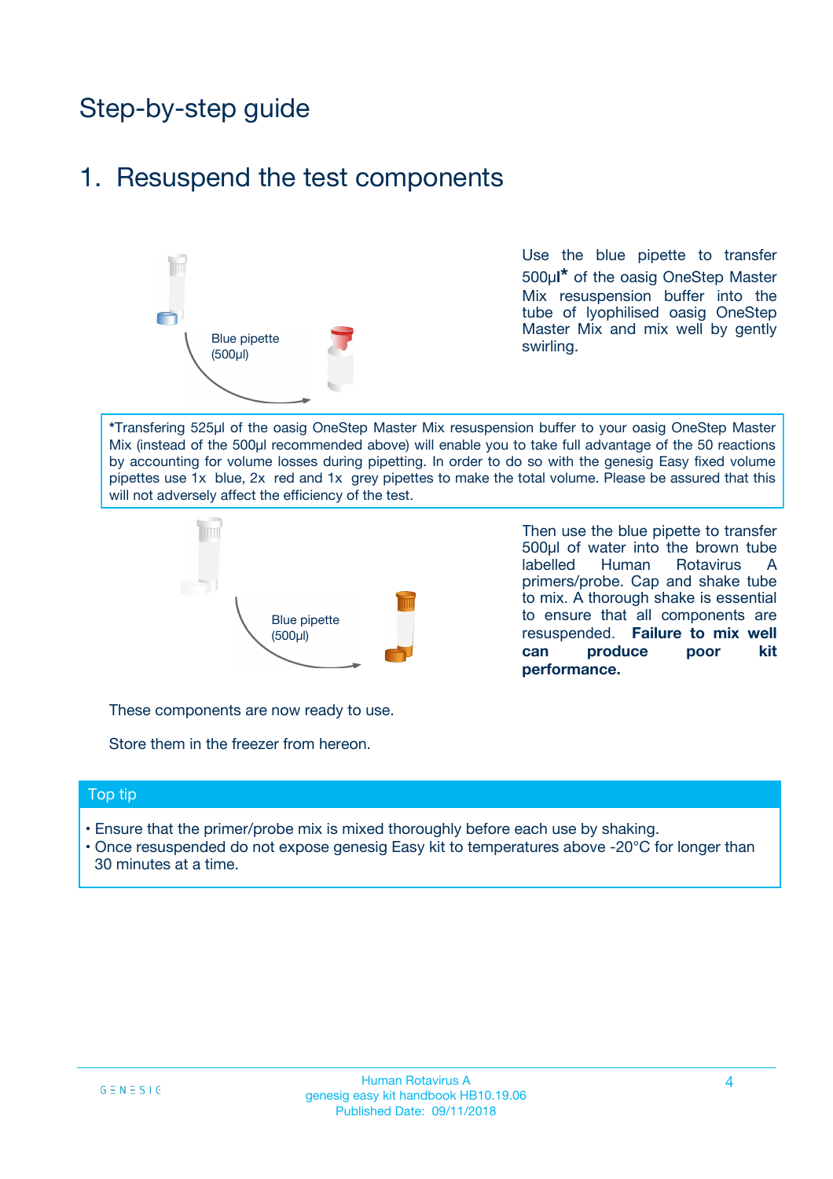# Step-by-step guide

## 1. Resuspend the test components

Blue pipette (500µl)

Use the blue pipette to transfer 500µl* of the oasig OneStep Master Mix resuspension buffer into the tube of lyophilised oasig OneStep Master Mix and mix well by gently swirling.

*Transfering 525µl of the oasig OneStep Master Mix resuspension buffer to your oasig OneStep Master Mix (instead of the 500µl recommended above) will enable you to take full advantage of the 50 reactions by accounting for volume losses during pipetting. In order to do so with the genesig Easy fixed volume pipettes use 1x blue, 2x red and 1x grey pipettes to make the total volume. Please be assured that this will not adversely affect the efficiency of the test.

Blue pipette (500µl)

Then use the blue pipette to transfer 500µl of water into the brown tube labelled Human Rotavirus A primers/probe. Cap and shake tube to mix. A thorough shake is essential to ensure that all components are resuspended. **Failure to mix well can produce poor kit performance.**

These components are now ready to use.

Store them in the freezer from hereon.

### Top tip

- Ensure that the primer/probe mix is mixed thoroughly before each use by shaking.
- Once resuspended do not expose genesig Easy kit to temperatures above -20°C for longer than 30 minutes at a time.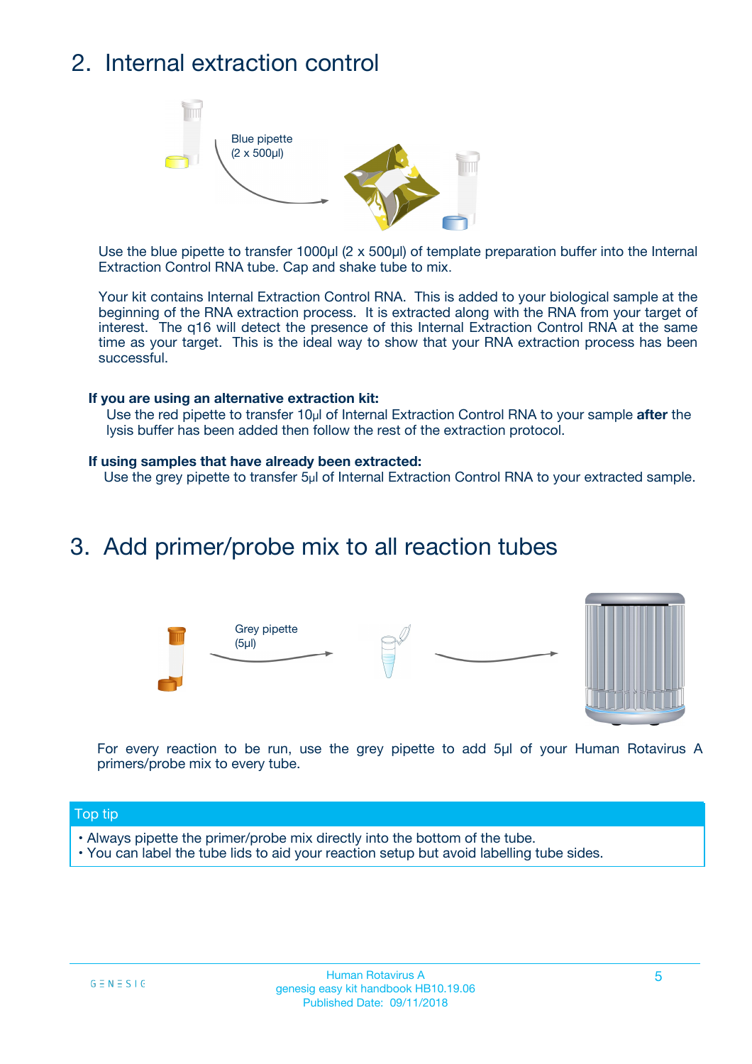## 2. Internal extraction control

Blue pipette
(2 x 500µl)

Use the blue pipette to transfer 1000µl (2 x 500µl) of template preparation buffer into the Internal Extraction Control RNA tube. Cap and shake tube to mix.

Your kit contains Internal Extraction Control RNA. This is added to your biological sample at the beginning of the RNA extraction process. It is extracted along with the RNA from your target of interest. The q16 will detect the presence of this Internal Extraction Control RNA at the same time as your target. This is the ideal way to show that your RNA extraction process has been successful.

**If you are using an alternative extraction kit:**

Use the red pipette to transfer 10µl of Internal Extraction Control RNA to your sample **after** the lysis buffer has been added then follow the rest of the extraction protocol.

**If using samples that have already been extracted:**

Use the grey pipette to transfer 5µl of Internal Extraction Control RNA to your extracted sample.

## 3. Add primer/probe mix to all reaction tubes

Grey pipette
(5µl)

For every reaction to be run, use the grey pipette to add 5µl of your Human Rotavirus A primers/probe mix to every tube.

**Top tip**

- Always pipette the primer/probe mix directly into the bottom of the tube.
- You can label the tube lids to aid your reaction setup but avoid labelling tube sides.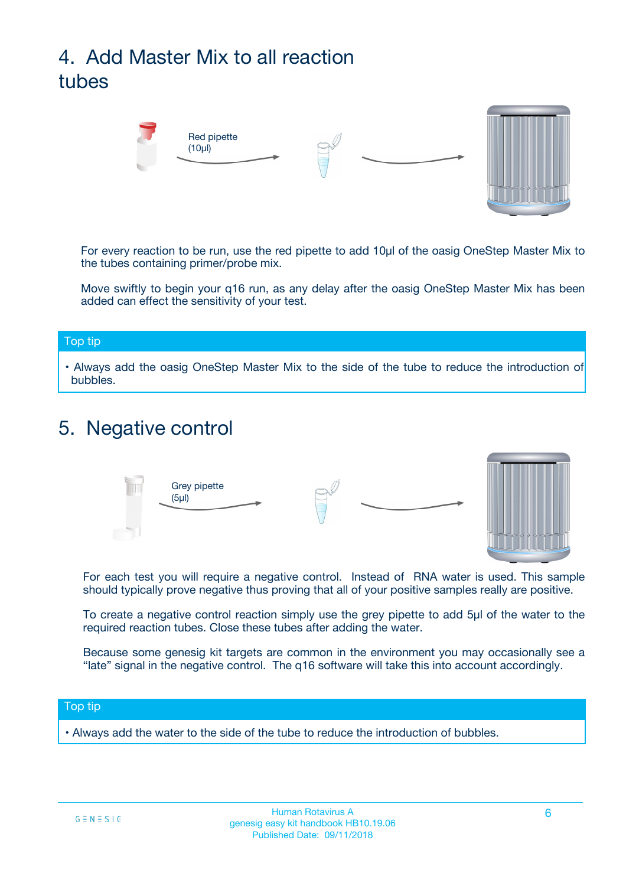## 4. Add Master Mix to all reaction tubes

Red pipette (10µl)

For every reaction to be run, use the red pipette to add 10µl of the oasig OneStep Master Mix to the tubes containing primer/probe mix.

Move swiftly to begin your q16 run, as any delay after the oasig OneStep Master Mix has been added can effect the sensitivity of your test.

**Top tip**

- Always add the oasig OneStep Master Mix to the side of the tube to reduce the introduction of bubbles.

## 5. Negative control

Grey pipette (5µl)

For each test you will require a negative control. Instead of RNA water is used. This sample should typically prove negative thus proving that all of your positive samples really are positive.

To create a negative control reaction simply use the grey pipette to add 5µl of the water to the required reaction tubes. Close these tubes after adding the water.

Because some genesig kit targets are common in the environment you may occasionally see a "late" signal in the negative control. The q16 software will take this into account accordingly.

**Top tip**

- Always add the water to the side of the tube to reduce the introduction of bubbles.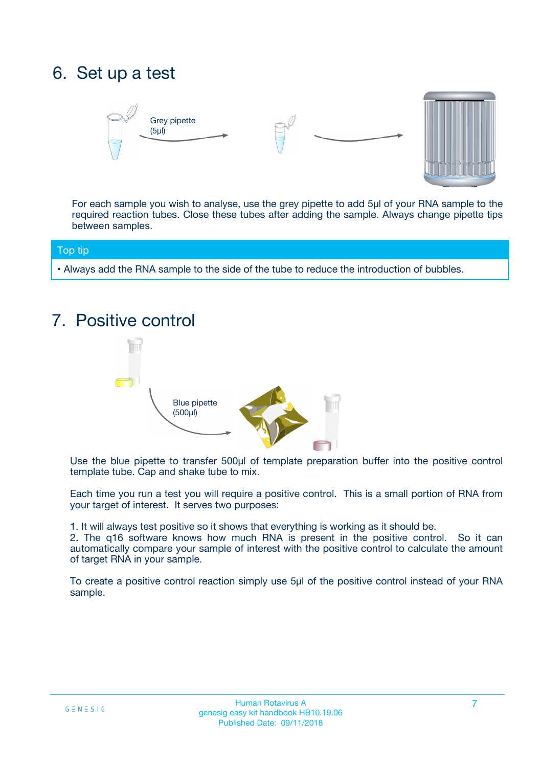# 6. Set up a test

Grey pipette (5µl)

For each sample you wish to analyse, use the grey pipette to add 5µl of your RNA sample to the required reaction tubes. Close these tubes after adding the sample. Always change pipette tips between samples.

**Top tip**

- Always add the RNA sample to the side of the tube to reduce the introduction of bubbles.

# 7. Positive control

Blue pipette (500µl)

Use the blue pipette to transfer 500µl of template preparation buffer into the positive control template tube. Cap and shake tube to mix.

Each time you run a test you will require a positive control. This is a small portion of RNA from your target of interest. It serves two purposes:

1. It will always test positive so it shows that everything is working as it should be.
2. The q16 software knows how much RNA is present in the positive control. So it can automatically compare your sample of interest with the positive control to calculate the amount of target RNA in your sample.

To create a positive control reaction simply use 5µl of the positive control instead of your RNA sample.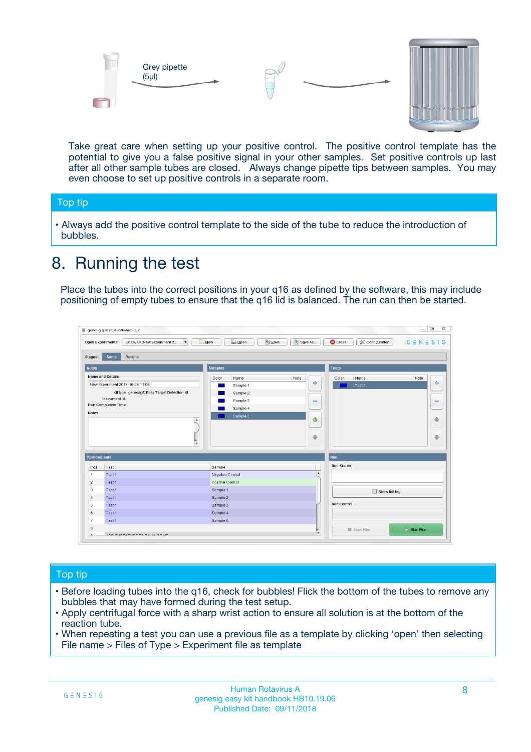Grey pipette (5µl)

Take great care when setting up your positive control. The positive control template has the potential to give you a false positive signal in your other samples. Set positive controls up last after all other sample tubes are closed. Always change pipette tips between samples. You may even choose to set up positive controls in a separate room.

## Top tip

- Always add the positive control template to the side of the tube to reduce the introduction of bubbles.

# 8. Running the test

Place the tubes into the correct positions in your q16 as defined by the software, this may include positioning of empty tubes to ensure that the q16 lid is balanced. The run can then be started.

## Top tip

- Before loading tubes into the q16, check for bubbles! Flick the bottom of the tubes to remove any bubbles that may have formed during the test setup.
- Apply centrifugal force with a sharp wrist action to ensure all solution is at the bottom of the reaction tube.
- When repeating a test you can use a previous file as a template by clicking 'open' then selecting File name > Files of Type > Experiment file as template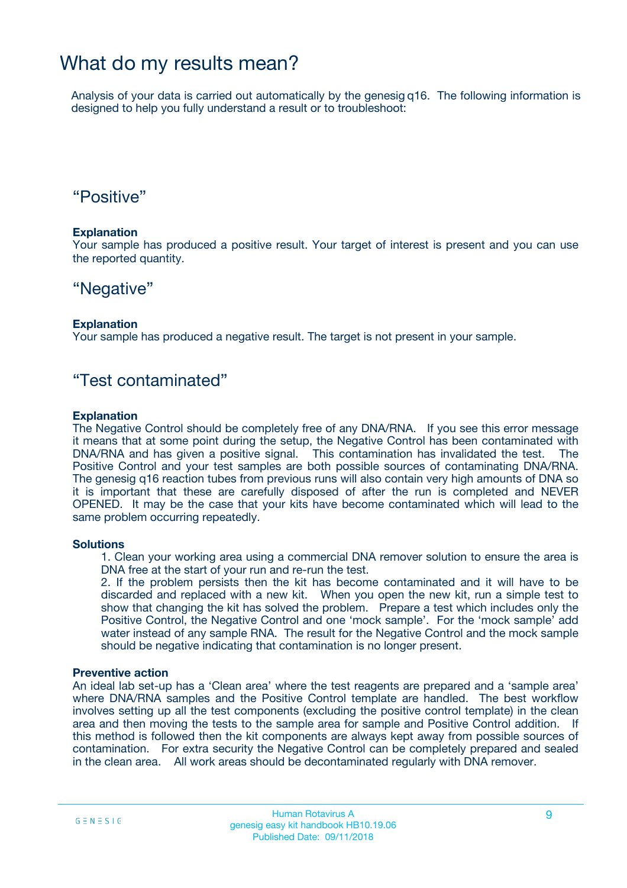# What do my results mean?

Analysis of your data is carried out automatically by the genesig q16. The following information is designed to help you fully understand a result or to troubleshoot:

## “Positive”

**Explanation**

Your sample has produced a positive result. Your target of interest is present and you can use the reported quantity.

## “Negative”

**Explanation**

Your sample has produced a negative result. The target is not present in your sample.

## “Test contaminated”

**Explanation**

The Negative Control should be completely free of any DNA/RNA. If you see this error message it means that at some point during the setup, the Negative Control has been contaminated with DNA/RNA and has given a positive signal. This contamination has invalidated the test. The Positive Control and your test samples are both possible sources of contaminating DNA/RNA. The genesig q16 reaction tubes from previous runs will also contain very high amounts of DNA so it is important that these are carefully disposed of after the run is completed and NEVER OPENED. It may be the case that your kits have become contaminated which will lead to the same problem occurring repeatedly.

**Solutions**

1. Clean your working area using a commercial DNA remover solution to ensure the area is DNA free at the start of your run and re-run the test.
2. If the problem persists then the kit has become contaminated and it will have to be discarded and replaced with a new kit. When you open the new kit, run a simple test to show that changing the kit has solved the problem. Prepare a test which includes only the Positive Control, the Negative Control and one ‘mock sample’. For the ‘mock sample’ add water instead of any sample RNA. The result for the Negative Control and the mock sample should be negative indicating that contamination is no longer present.

**Preventive action**

An ideal lab set-up has a ‘Clean area’ where the test reagents are prepared and a ‘sample area’ where DNA/RNA samples and the Positive Control template are handled. The best workflow involves setting up all the test components (excluding the positive control template) in the clean area and then moving the tests to the sample area for sample and Positive Control addition. If this method is followed then the kit components are always kept away from possible sources of contamination. For extra security the Negative Control can be completely prepared and sealed in the clean area. All work areas should be decontaminated regularly with DNA remover.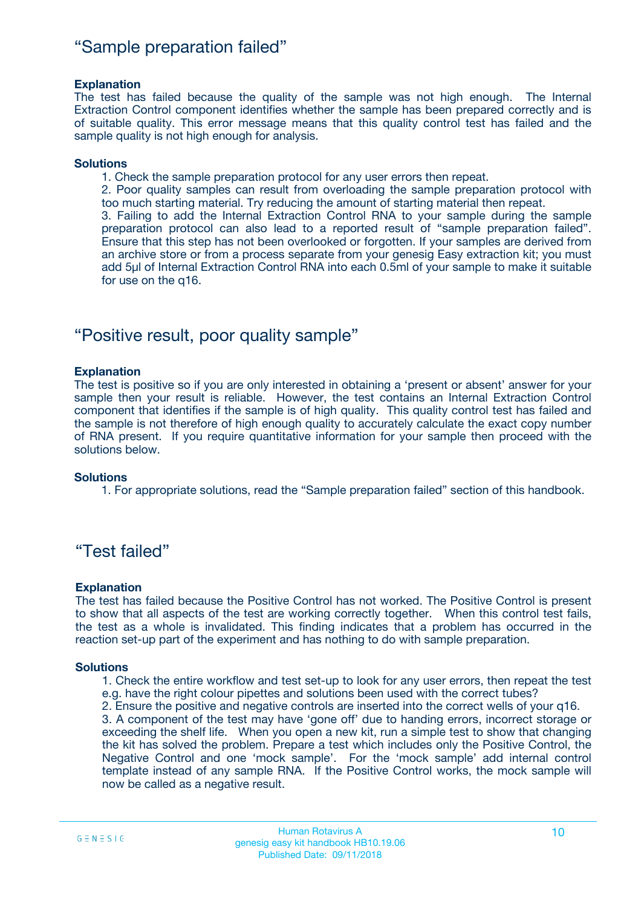## "Sample preparation failed"

**Explanation**

The test has failed because the quality of the sample was not high enough. The Internal Extraction Control component identifies whether the sample has been prepared correctly and is of suitable quality. This error message means that this quality control test has failed and the sample quality is not high enough for analysis.

**Solutions**

1. Check the sample preparation protocol for any user errors then repeat.
2. Poor quality samples can result from overloading the sample preparation protocol with too much starting material. Try reducing the amount of starting material then repeat.
3. Failing to add the Internal Extraction Control RNA to your sample during the sample preparation protocol can also lead to a reported result of "sample preparation failed". Ensure that this step has not been overlooked or forgotten. If your samples are derived from an archive store or from a process separate from your genesig Easy extraction kit; you must add 5µl of Internal Extraction Control RNA into each 0.5ml of your sample to make it suitable for use on the q16.

## "Positive result, poor quality sample"

**Explanation**

The test is positive so if you are only interested in obtaining a 'present or absent' answer for your sample then your result is reliable. However, the test contains an Internal Extraction Control component that identifies if the sample is of high quality. This quality control test has failed and the sample is not therefore of high enough quality to accurately calculate the exact copy number of RNA present. If you require quantitative information for your sample then proceed with the solutions below.

**Solutions**

1. For appropriate solutions, read the "Sample preparation failed" section of this handbook.

## "Test failed"

**Explanation**

The test has failed because the Positive Control has not worked. The Positive Control is present to show that all aspects of the test are working correctly together. When this control test fails, the test as a whole is invalidated. This finding indicates that a problem has occurred in the reaction set-up part of the experiment and has nothing to do with sample preparation.

**Solutions**

1. Check the entire workflow and test set-up to look for any user errors, then repeat the test e.g. have the right colour pipettes and solutions been used with the correct tubes?
2. Ensure the positive and negative controls are inserted into the correct wells of your q16.
3. A component of the test may have 'gone off' due to handing errors, incorrect storage or exceeding the shelf life. When you open a new kit, run a simple test to show that changing the kit has solved the problem. Prepare a test which includes only the Positive Control, the Negative Control and one 'mock sample'. For the 'mock sample' add internal control template instead of any sample RNA. If the Positive Control works, the mock sample will now be called as a negative result.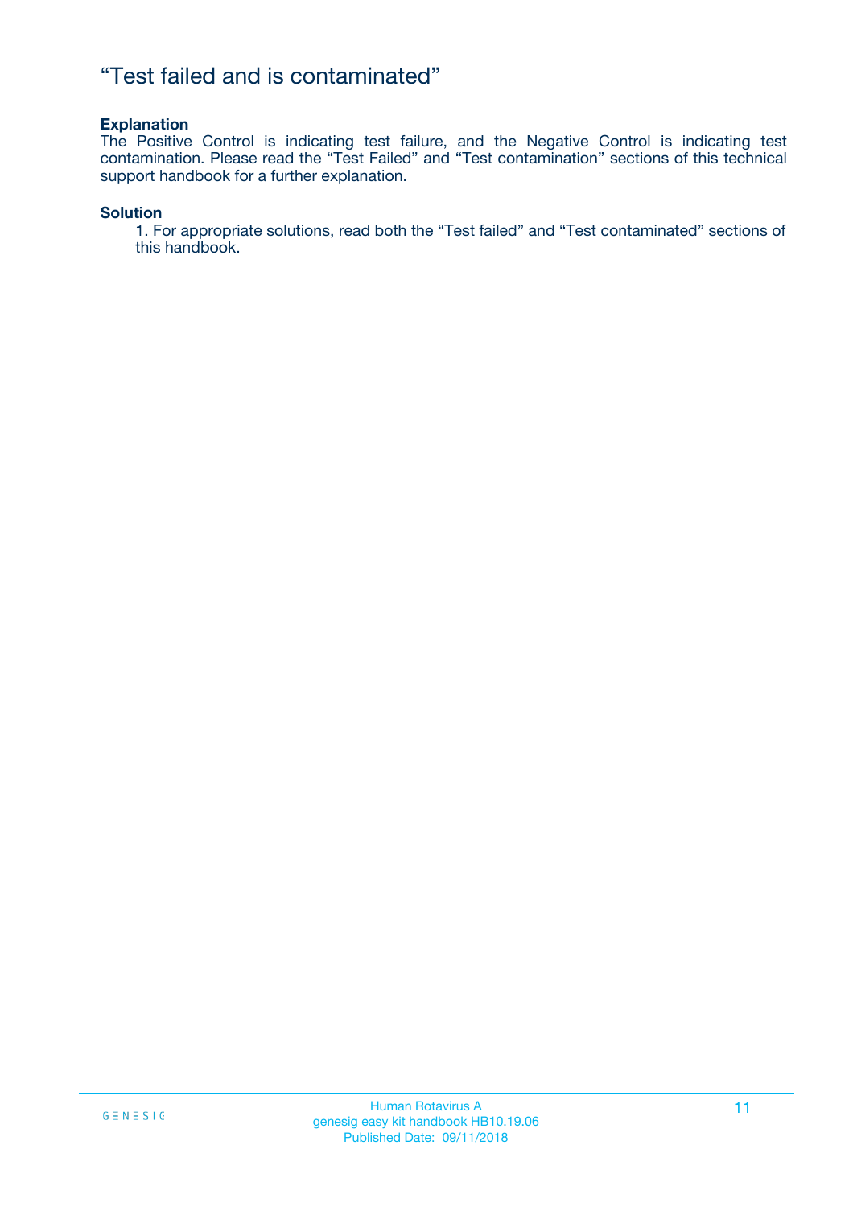# “Test failed and is contaminated”

**Explanation**

The Positive Control is indicating test failure, and the Negative Control is indicating test contamination. Please read the “Test Failed” and “Test contamination” sections of this technical support handbook for a further explanation.

**Solution**

1. For appropriate solutions, read both the “Test failed” and “Test contaminated” sections of this handbook.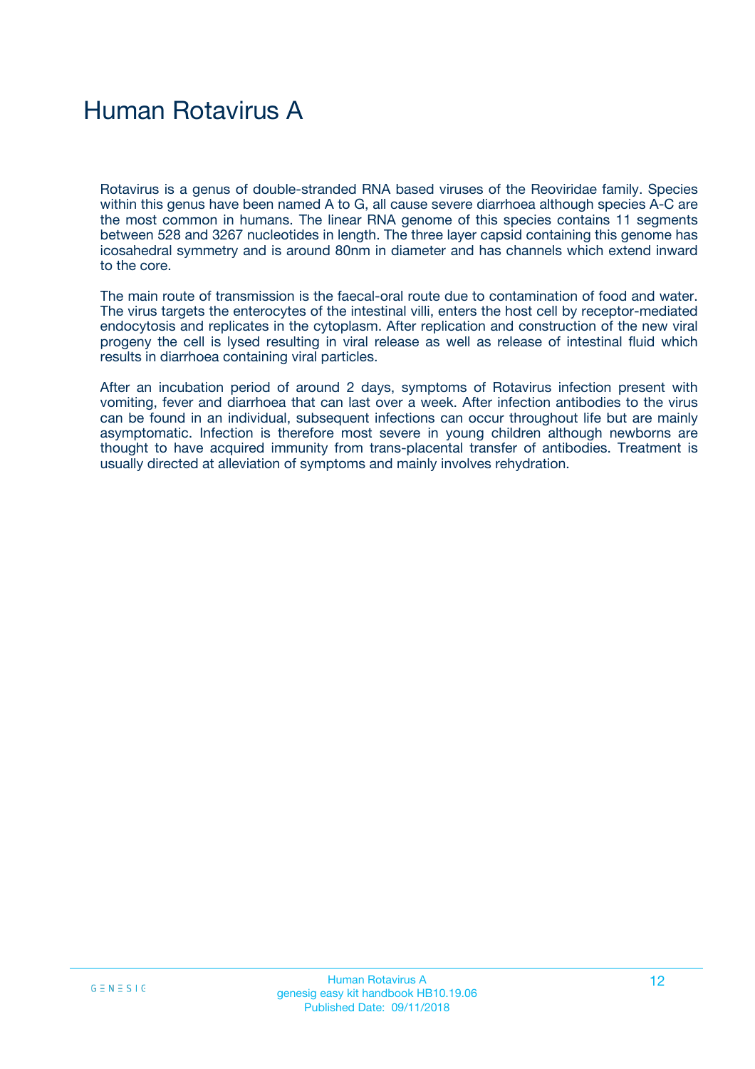# Human Rotavirus A

Rotavirus is a genus of double-stranded RNA based viruses of the Reoviridae family. Species within this genus have been named A to G, all cause severe diarrhoea although species A-C are the most common in humans. The linear RNA genome of this species contains 11 segments between 528 and 3267 nucleotides in length. The three layer capsid containing this genome has icosahedral symmetry and is around 80nm in diameter and has channels which extend inward to the core.

The main route of transmission is the faecal-oral route due to contamination of food and water. The virus targets the enterocytes of the intestinal villi, enters the host cell by receptor-mediated endocytosis and replicates in the cytoplasm. After replication and construction of the new viral progeny the cell is lysed resulting in viral release as well as release of intestinal fluid which results in diarrhoea containing viral particles.

After an incubation period of around 2 days, symptoms of Rotavirus infection present with vomiting, fever and diarrhoea that can last over a week. After infection antibodies to the virus can be found in an individual, subsequent infections can occur throughout life but are mainly asymptomatic. Infection is therefore most severe in young children although newborns are thought to have acquired immunity from trans-placental transfer of antibodies. Treatment is usually directed at alleviation of symptoms and mainly involves rehydration.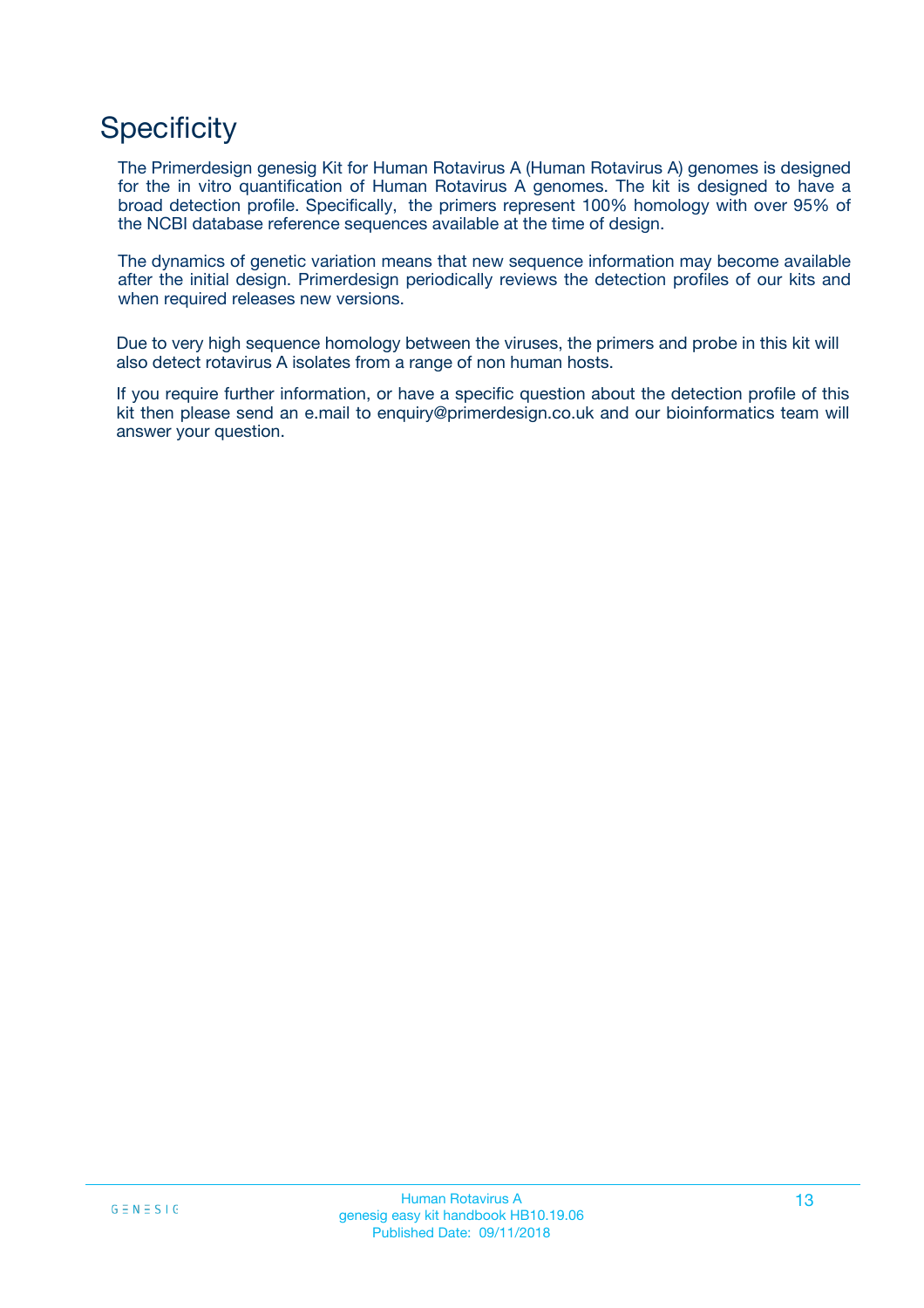# Specificity

The Primerdesign genesig Kit for Human Rotavirus A (Human Rotavirus A) genomes is designed for the in vitro quantification of Human Rotavirus A genomes. The kit is designed to have a broad detection profile. Specifically, the primers represent 100% homology with over 95% of the NCBI database reference sequences available at the time of design.

The dynamics of genetic variation means that new sequence information may become available after the initial design. Primerdesign periodically reviews the detection profiles of our kits and when required releases new versions.

Due to very high sequence homology between the viruses, the primers and probe in this kit will also detect rotavirus A isolates from a range of non human hosts.

If you require further information, or have a specific question about the detection profile of this kit then please send an e.mail to enquiry@primerdesign.co.uk and our bioinformatics team will answer your question.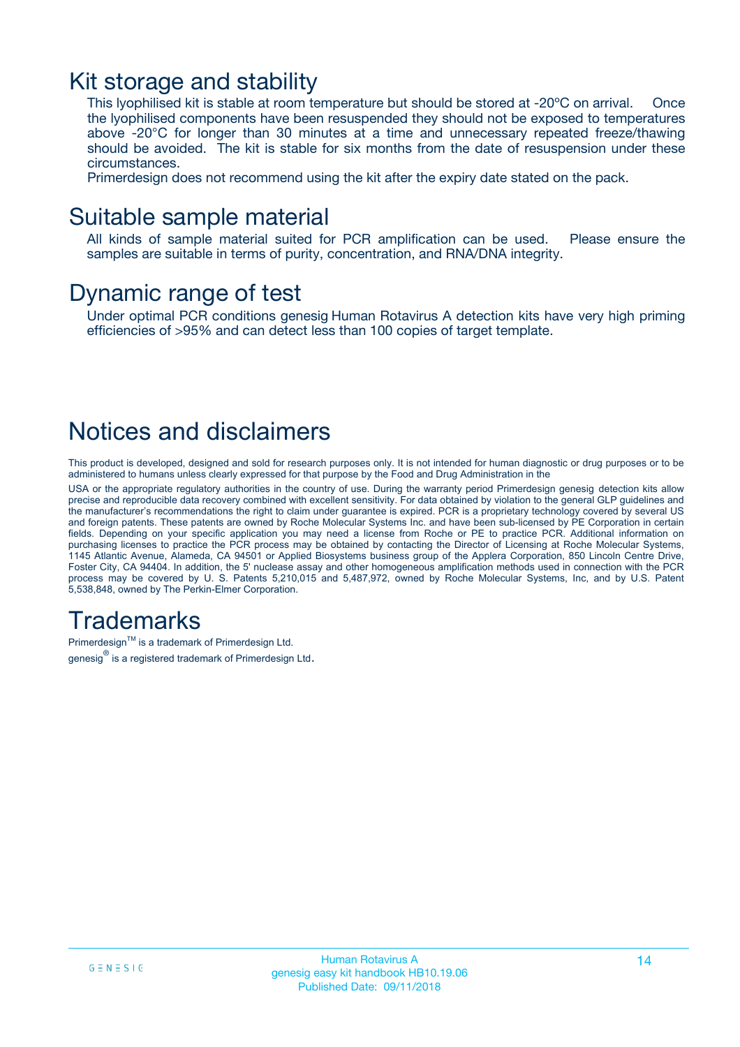## Kit storage and stability

This lyophilised kit is stable at room temperature but should be stored at -20ºC on arrival. Once the lyophilised components have been resuspended they should not be exposed to temperatures above -20°C for longer than 30 minutes at a time and unnecessary repeated freeze/thawing should be avoided. The kit is stable for six months from the date of resuspension under these circumstances.

Primerdesign does not recommend using the kit after the expiry date stated on the pack.

## Suitable sample material

All kinds of sample material suited for PCR amplification can be used. Please ensure the samples are suitable in terms of purity, concentration, and RNA/DNA integrity.

## Dynamic range of test

Under optimal PCR conditions genesig Human Rotavirus A detection kits have very high priming efficiencies of >95% and can detect less than 100 copies of target template.

# Notices and disclaimers

This product is developed, designed and sold for research purposes only. It is not intended for human diagnostic or drug purposes or to be administered to humans unless clearly expressed for that purpose by the Food and Drug Administration in the

USA or the appropriate regulatory authorities in the country of use. During the warranty period Primerdesign genesig detection kits allow precise and reproducible data recovery combined with excellent sensitivity. For data obtained by violation to the general GLP guidelines and the manufacturer's recommendations the right to claim under guarantee is expired. PCR is a proprietary technology covered by several US and foreign patents. These patents are owned by Roche Molecular Systems Inc. and have been sub-licensed by PE Corporation in certain fields. Depending on your specific application you may need a license from Roche or PE to practice PCR. Additional information on purchasing licenses to practice the PCR process may be obtained by contacting the Director of Licensing at Roche Molecular Systems, 1145 Atlantic Avenue, Alameda, CA 94501 or Applied Biosystems business group of the Applera Corporation, 850 Lincoln Centre Drive, Foster City, CA 94404. In addition, the 5' nuclease assay and other homogeneous amplification methods used in connection with the PCR process may be covered by U. S. Patents 5,210,015 and 5,487,972, owned by Roche Molecular Systems, Inc, and by U.S. Patent 5,538,848, owned by The Perkin-Elmer Corporation.

# Trademarks

Primerdesign™ is a trademark of Primerdesign Ltd.

genesig® is a registered trademark of Primerdesign Ltd.